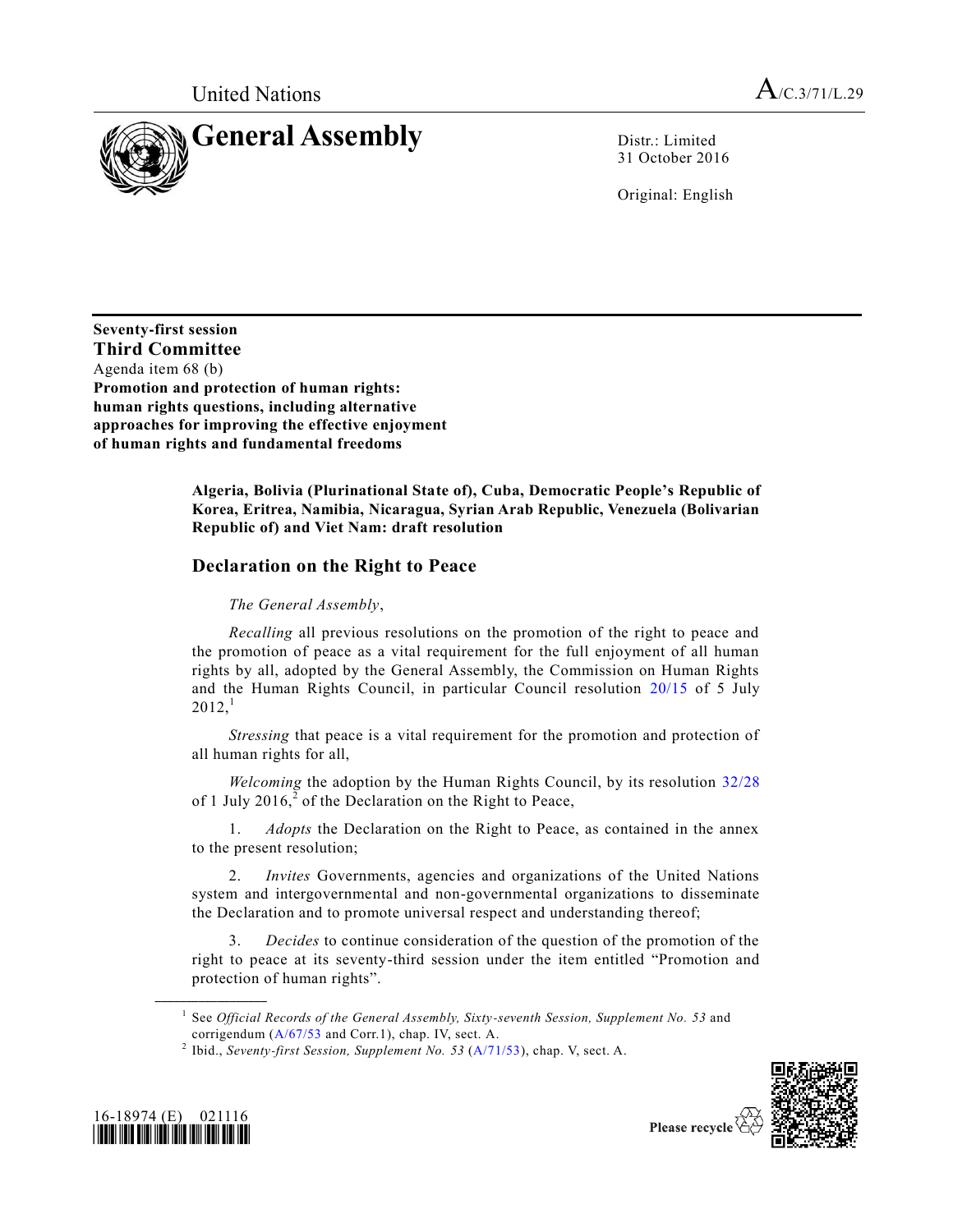United Nations

A/C.3/71/L.29

# General Assembly

Distr.: Limited
31 October 2016

Original: English

**Seventy-first session**
**Third Committee**
Agenda item 68 (b)
**Promotion and protection of human rights: human rights questions, including alternative approaches for improving the effective enjoyment of human rights and fundamental freedoms**

**Algeria, Bolivia (Plurinational State of), Cuba, Democratic People's Republic of Korea, Eritrea, Namibia, Nicaragua, Syrian Arab Republic, Venezuela (Bolivarian Republic of) and Viet Nam: draft resolution**

## Declaration on the Right to Peace

*The General Assembly*,

*Recalling* all previous resolutions on the promotion of the right to peace and the promotion of peace as a vital requirement for the full enjoyment of all human rights by all, adopted by the General Assembly, the Commission on Human Rights and the Human Rights Council, in particular Council resolution 20/15 of 5 July 2012,[1]

*Stressing* that peace is a vital requirement for the promotion and protection of all human rights for all,

*Welcoming* the adoption by the Human Rights Council, by its resolution 32/28 of 1 July 2016,[2] of the Declaration on the Right to Peace,

1. *Adopts* the Declaration on the Right to Peace, as contained in the annex to the present resolution;

2. *Invites* Governments, agencies and organizations of the United Nations system and intergovernmental and non-governmental organizations to disseminate the Declaration and to promote universal respect and understanding thereof;

3. *Decides* to continue consideration of the question of the promotion of the right to peace at its seventy-third session under the item entitled "Promotion and protection of human rights".

---

[1] See *Official Records of the General Assembly, Sixty-seventh Session, Supplement No. 53* and corrigendum (A/67/53 and Corr.1), chap. IV, sect. A.

[2] Ibid., *Seventy-first Session, Supplement No. 53* (A/71/53), chap. V, sect. A.

16-18974 (E) 021116

Please recycle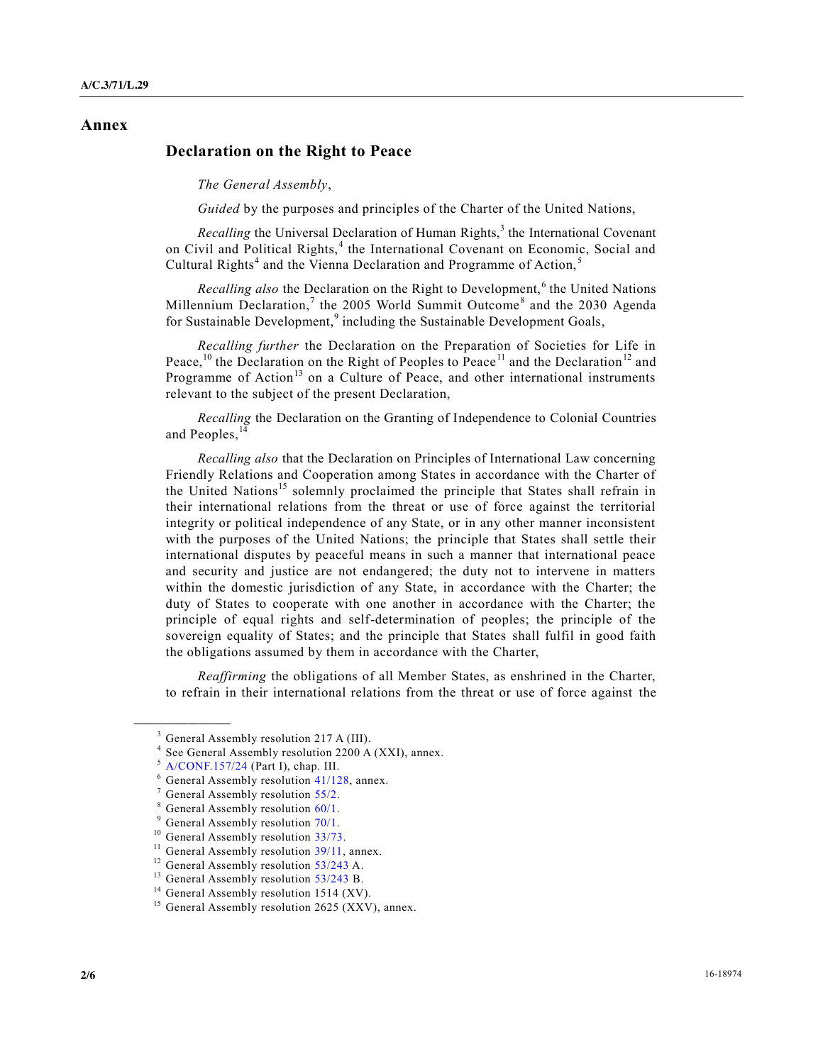# Annex

## Declaration on the Right to Peace

*The General Assembly*,

*Guided* by the purposes and principles of the Charter of the United Nations,

*Recalling* the Universal Declaration of Human Rights,[3] the International Covenant on Civil and Political Rights,[4] the International Covenant on Economic, Social and Cultural Rights[4] and the Vienna Declaration and Programme of Action,[5]

*Recalling also* the Declaration on the Right to Development,[6] the United Nations Millennium Declaration,[7] the 2005 World Summit Outcome[8] and the 2030 Agenda for Sustainable Development,[9] including the Sustainable Development Goals,

*Recalling further* the Declaration on the Preparation of Societies for Life in Peace,[10] the Declaration on the Right of Peoples to Peace[11] and the Declaration[12] and Programme of Action[13] on a Culture of Peace, and other international instruments relevant to the subject of the present Declaration,

*Recalling* the Declaration on the Granting of Independence to Colonial Countries and Peoples,[14]

*Recalling also* that the Declaration on Principles of International Law concerning Friendly Relations and Cooperation among States in accordance with the Charter of the United Nations[15] solemnly proclaimed the principle that States shall refrain in their international relations from the threat or use of force against the territorial integrity or political independence of any State, or in any other manner inconsistent with the purposes of the United Nations; the principle that States shall settle their international disputes by peaceful means in such a manner that international peace and security and justice are not endangered; the duty not to intervene in matters within the domestic jurisdiction of any State, in accordance with the Charter; the duty of States to cooperate with one another in accordance with the Charter; the principle of equal rights and self-determination of peoples; the principle of the sovereign equality of States; and the principle that States shall fulfil in good faith the obligations assumed by them in accordance with the Charter,

*Reaffirming* the obligations of all Member States, as enshrined in the Charter, to refrain in their international relations from the threat or use of force against the

---

[3] General Assembly resolution 217 A (III).

[4] See General Assembly resolution 2200 A (XXI), annex.

[5] A/CONF.157/24 (Part I), chap. III.

[6] General Assembly resolution 41/128, annex.

[7] General Assembly resolution 55/2.

[8] General Assembly resolution 60/1.

[9] General Assembly resolution 70/1.

[10] General Assembly resolution 33/73.

[11] General Assembly resolution 39/11, annex.

[12] General Assembly resolution 53/243 A.

[13] General Assembly resolution 53/243 B.

[14] General Assembly resolution 1514 (XV).

[15] General Assembly resolution 2625 (XXV), annex.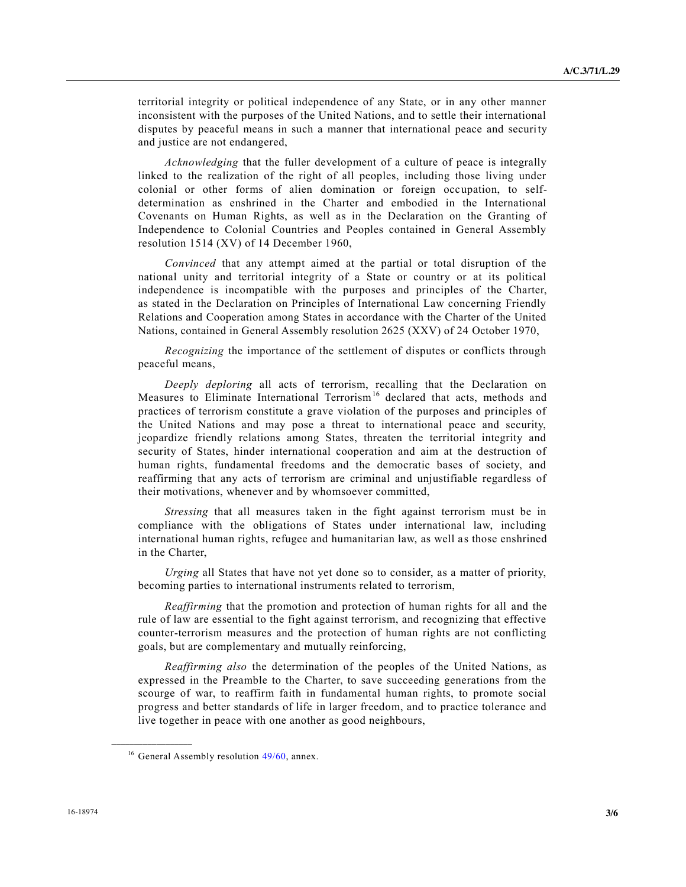territorial integrity or political independence of any State, or in any other manner inconsistent with the purposes of the United Nations, and to settle their international disputes by peaceful means in such a manner that international peace and security and justice are not endangered,

*Acknowledging* that the fuller development of a culture of peace is integrally linked to the realization of the right of all peoples, including those living under colonial or other forms of alien domination or foreign occupation, to self-determination as enshrined in the Charter and embodied in the International Covenants on Human Rights, as well as in the Declaration on the Granting of Independence to Colonial Countries and Peoples contained in General Assembly resolution 1514 (XV) of 14 December 1960,

*Convinced* that any attempt aimed at the partial or total disruption of the national unity and territorial integrity of a State or country or at its political independence is incompatible with the purposes and principles of the Charter, as stated in the Declaration on Principles of International Law concerning Friendly Relations and Cooperation among States in accordance with the Charter of the United Nations, contained in General Assembly resolution 2625 (XXV) of 24 October 1970,

*Recognizing* the importance of the settlement of disputes or conflicts through peaceful means,

*Deeply deploring* all acts of terrorism, recalling that the Declaration on Measures to Eliminate International Terrorism[16] declared that acts, methods and practices of terrorism constitute a grave violation of the purposes and principles of the United Nations and may pose a threat to international peace and security, jeopardize friendly relations among States, threaten the territorial integrity and security of States, hinder international cooperation and aim at the destruction of human rights, fundamental freedoms and the democratic bases of society, and reaffirming that any acts of terrorism are criminal and unjustifiable regardless of their motivations, whenever and by whomsoever committed,

*Stressing* that all measures taken in the fight against terrorism must be in compliance with the obligations of States under international law, including international human rights, refugee and humanitarian law, as well as those enshrined in the Charter,

*Urging* all States that have not yet done so to consider, as a matter of priority, becoming parties to international instruments related to terrorism,

*Reaffirming* that the promotion and protection of human rights for all and the rule of law are essential to the fight against terrorism, and recognizing that effective counter-terrorism measures and the protection of human rights are not conflicting goals, but are complementary and mutually reinforcing,

*Reaffirming also* the determination of the peoples of the United Nations, as expressed in the Preamble to the Charter, to save succeeding generations from the scourge of war, to reaffirm faith in fundamental human rights, to promote social progress and better standards of life in larger freedom, and to practice tolerance and live together in peace with one another as good neighbours,

---

[16] General Assembly resolution 49/60, annex.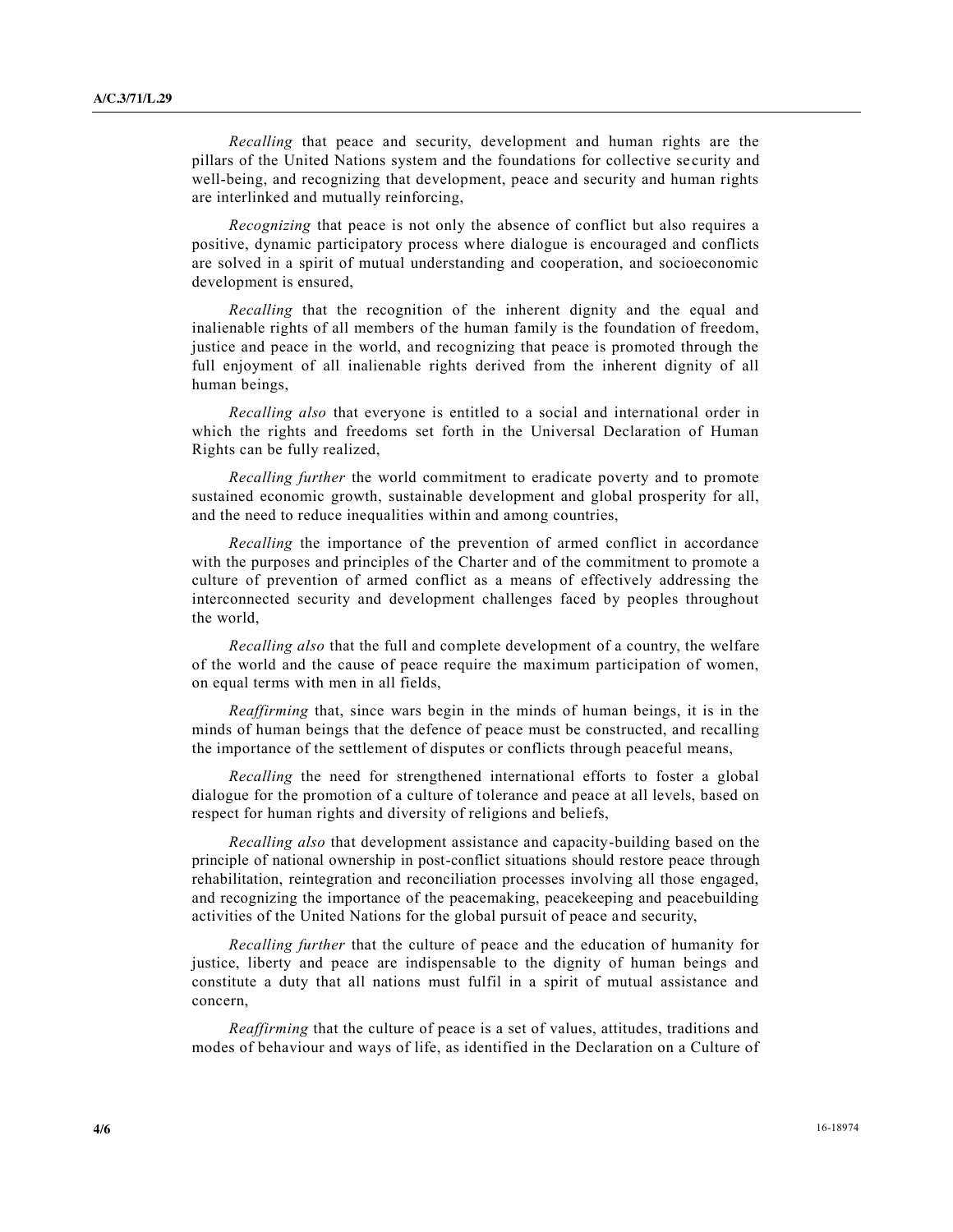*Recalling* that peace and security, development and human rights are the pillars of the United Nations system and the foundations for collective security and well-being, and recognizing that development, peace and security and human rights are interlinked and mutually reinforcing,

*Recognizing* that peace is not only the absence of conflict but also requires a positive, dynamic participatory process where dialogue is encouraged and conflicts are solved in a spirit of mutual understanding and cooperation, and socioeconomic development is ensured,

*Recalling* that the recognition of the inherent dignity and the equal and inalienable rights of all members of the human family is the foundation of freedom, justice and peace in the world, and recognizing that peace is promoted through the full enjoyment of all inalienable rights derived from the inherent dignity of all human beings,

*Recalling also* that everyone is entitled to a social and international order in which the rights and freedoms set forth in the Universal Declaration of Human Rights can be fully realized,

*Recalling further* the world commitment to eradicate poverty and to promote sustained economic growth, sustainable development and global prosperity for all, and the need to reduce inequalities within and among countries,

*Recalling* the importance of the prevention of armed conflict in accordance with the purposes and principles of the Charter and of the commitment to promote a culture of prevention of armed conflict as a means of effectively addressing the interconnected security and development challenges faced by peoples throughout the world,

*Recalling also* that the full and complete development of a country, the welfare of the world and the cause of peace require the maximum participation of women, on equal terms with men in all fields,

*Reaffirming* that, since wars begin in the minds of human beings, it is in the minds of human beings that the defence of peace must be constructed, and recalling the importance of the settlement of disputes or conflicts through peaceful means,

*Recalling* the need for strengthened international efforts to foster a global dialogue for the promotion of a culture of tolerance and peace at all levels, based on respect for human rights and diversity of religions and beliefs,

*Recalling also* that development assistance and capacity-building based on the principle of national ownership in post-conflict situations should restore peace through rehabilitation, reintegration and reconciliation processes involving all those engaged, and recognizing the importance of the peacemaking, peacekeeping and peacebuilding activities of the United Nations for the global pursuit of peace and security,

*Recalling further* that the culture of peace and the education of humanity for justice, liberty and peace are indispensable to the dignity of human beings and constitute a duty that all nations must fulfil in a spirit of mutual assistance and concern,

*Reaffirming* that the culture of peace is a set of values, attitudes, traditions and modes of behaviour and ways of life, as identified in the Declaration on a Culture of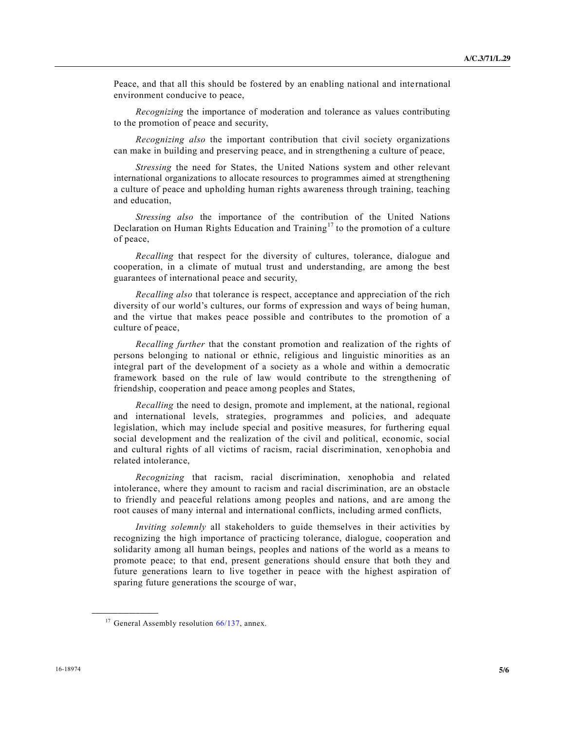Peace, and that all this should be fostered by an enabling national and international environment conducive to peace,

*Recognizing* the importance of moderation and tolerance as values contributing to the promotion of peace and security,

*Recognizing also* the important contribution that civil society organizations can make in building and preserving peace, and in strengthening a culture of peace,

*Stressing* the need for States, the United Nations system and other relevant international organizations to allocate resources to programmes aimed at strengthening a culture of peace and upholding human rights awareness through training, teaching and education,

*Stressing also* the importance of the contribution of the United Nations Declaration on Human Rights Education and Training[17] to the promotion of a culture of peace,

*Recalling* that respect for the diversity of cultures, tolerance, dialogue and cooperation, in a climate of mutual trust and understanding, are among the best guarantees of international peace and security,

*Recalling also* that tolerance is respect, acceptance and appreciation of the rich diversity of our world's cultures, our forms of expression and ways of being human, and the virtue that makes peace possible and contributes to the promotion of a culture of peace,

*Recalling further* that the constant promotion and realization of the rights of persons belonging to national or ethnic, religious and linguistic minorities as an integral part of the development of a society as a whole and within a democratic framework based on the rule of law would contribute to the strengthening of friendship, cooperation and peace among peoples and States,

*Recalling* the need to design, promote and implement, at the national, regional and international levels, strategies, programmes and policies, and adequate legislation, which may include special and positive measures, for furthering equal social development and the realization of the civil and political, economic, social and cultural rights of all victims of racism, racial discrimination, xenophobia and related intolerance,

*Recognizing* that racism, racial discrimination, xenophobia and related intolerance, where they amount to racism and racial discrimination, are an obstacle to friendly and peaceful relations among peoples and nations, and are among the root causes of many internal and international conflicts, including armed conflicts,

*Inviting solemnly* all stakeholders to guide themselves in their activities by recognizing the high importance of practicing tolerance, dialogue, cooperation and solidarity among all human beings, peoples and nations of the world as a means to promote peace; to that end, present generations should ensure that both they and future generations learn to live together in peace with the highest aspiration of sparing future generations the scourge of war,

---

[17] General Assembly resolution 66/137, annex.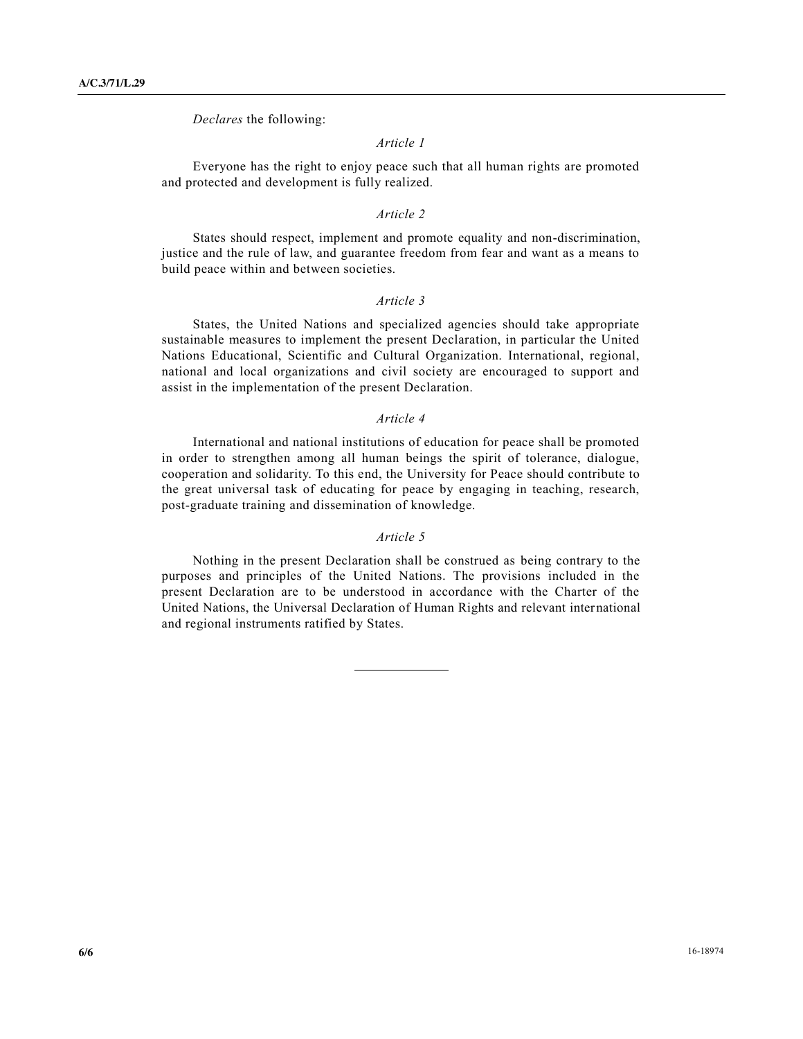*Declares* the following:

*Article 1*

Everyone has the right to enjoy peace such that all human rights are promoted and protected and development is fully realized.

*Article 2*

States should respect, implement and promote equality and non-discrimination, justice and the rule of law, and guarantee freedom from fear and want as a means to build peace within and between societies.

*Article 3*

States, the United Nations and specialized agencies should take appropriate sustainable measures to implement the present Declaration, in particular the United Nations Educational, Scientific and Cultural Organization. International, regional, national and local organizations and civil society are encouraged to support and assist in the implementation of the present Declaration.

*Article 4*

International and national institutions of education for peace shall be promoted in order to strengthen among all human beings the spirit of tolerance, dialogue, cooperation and solidarity. To this end, the University for Peace should contribute to the great universal task of educating for peace by engaging in teaching, research, post-graduate training and dissemination of knowledge.

*Article 5*

Nothing in the present Declaration shall be construed as being contrary to the purposes and principles of the United Nations. The provisions included in the present Declaration are to be understood in accordance with the Charter of the United Nations, the Universal Declaration of Human Rights and relevant international and regional instruments ratified by States.